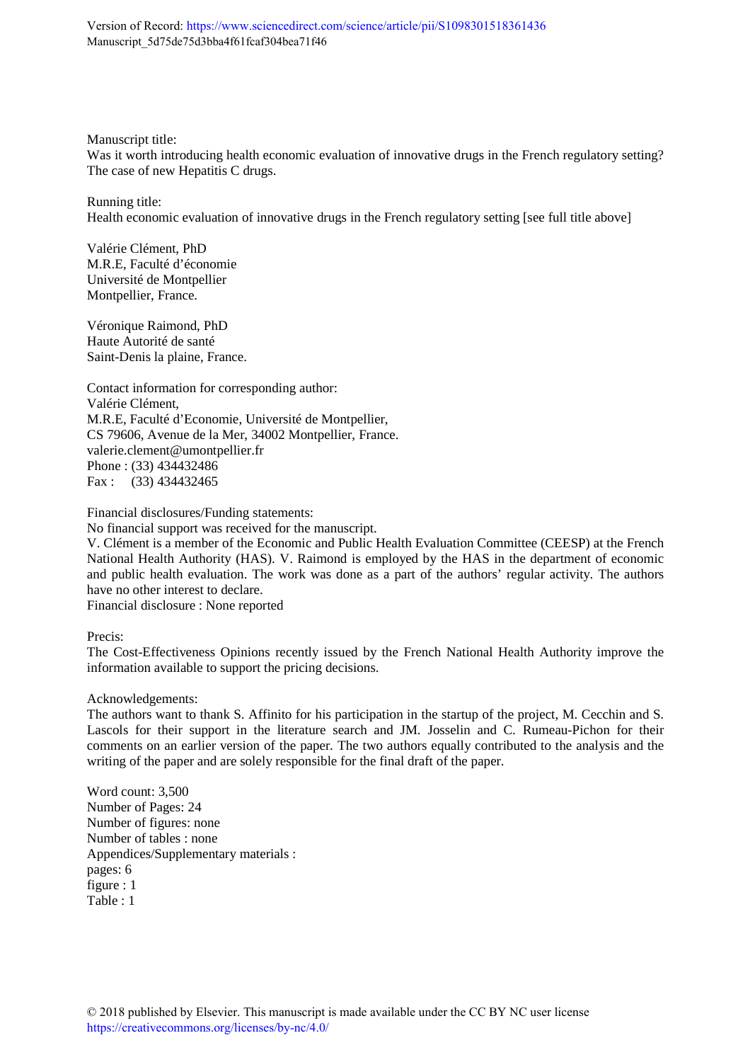Version of Record: https://www.sciencedirect.com/science/article/pii/S1098301518361436
Manuscript_5d75de75d3bba4f61fcaf304bea71f46

Manuscript title:
Was it worth introducing health economic evaluation of innovative drugs in the French regulatory setting? The case of new Hepatitis C drugs.

Running title:
Health economic evaluation of innovative drugs in the French regulatory setting [see full title above]

Valérie Clément, PhD
M.R.E, Faculté d'économie
Université de Montpellier
Montpellier, France.

Véronique Raimond, PhD
Haute Autorité de santé
Saint-Denis la plaine, France.

Contact information for corresponding author:
Valérie Clément,
M.R.E, Faculté d'Economie, Université de Montpellier,
CS 79606, Avenue de la Mer, 34002 Montpellier, France.
valerie.clement@umontpellier.fr
Phone : (33) 434432486
Fax : (33) 434432465

Financial disclosures/Funding statements:
No financial support was received for the manuscript.
V. Clément is a member of the Economic and Public Health Evaluation Committee (CEESP) at the French National Health Authority (HAS). V. Raimond is employed by the HAS in the department of economic and public health evaluation. The work was done as a part of the authors' regular activity. The authors have no other interest to declare.
Financial disclosure : None reported

Precis:
The Cost-Effectiveness Opinions recently issued by the French National Health Authority improve the information available to support the pricing decisions.

Acknowledgements:
The authors want to thank S. Affinito for his participation in the startup of the project, M. Cecchin and S. Lascols for their support in the literature search and JM. Josselin and C. Rumeau-Pichon for their comments on an earlier version of the paper. The two authors equally contributed to the analysis and the writing of the paper and are solely responsible for the final draft of the paper.

Word count: 3,500
Number of Pages: 24
Number of figures: none
Number of tables : none
Appendices/Supplementary materials :
pages: 6
figure : 1
Table : 1

© 2018 published by Elsevier. This manuscript is made available under the CC BY NC user license
https://creativecommons.org/licenses/by-nc/4.0/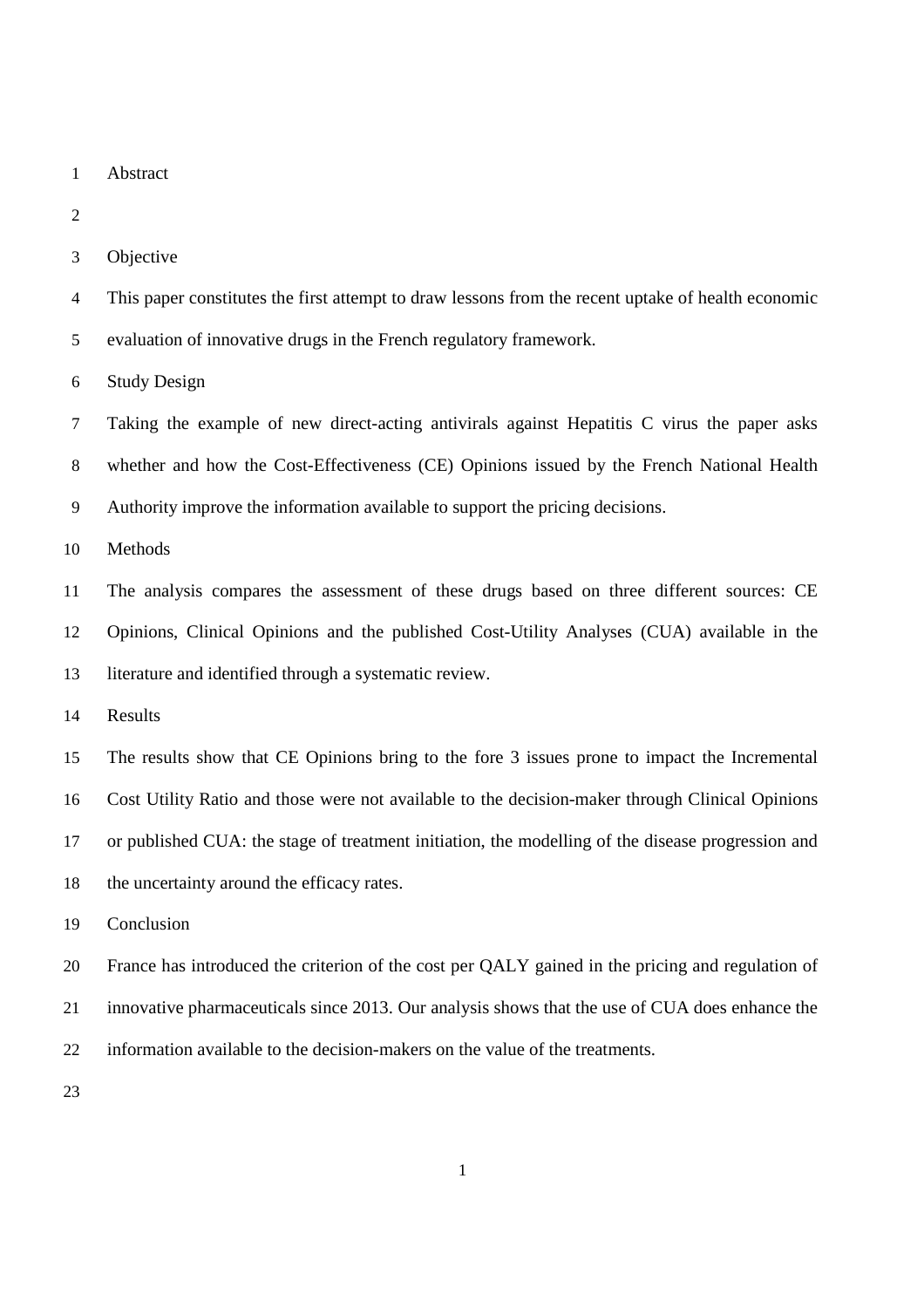# Abstract

## Objective

This paper constitutes the first attempt to draw lessons from the recent uptake of health economic evaluation of innovative drugs in the French regulatory framework.

## Study Design

Taking the example of new direct-acting antivirals against Hepatitis C virus the paper asks whether and how the Cost-Effectiveness (CE) Opinions issued by the French National Health Authority improve the information available to support the pricing decisions.

## Methods

The analysis compares the assessment of these drugs based on three different sources: CE Opinions, Clinical Opinions and the published Cost-Utility Analyses (CUA) available in the literature and identified through a systematic review.

## Results

The results show that CE Opinions bring to the fore 3 issues prone to impact the Incremental Cost Utility Ratio and those were not available to the decision-maker through Clinical Opinions or published CUA: the stage of treatment initiation, the modelling of the disease progression and the uncertainty around the efficacy rates.

## Conclusion

France has introduced the criterion of the cost per QALY gained in the pricing and regulation of innovative pharmaceuticals since 2013. Our analysis shows that the use of CUA does enhance the information available to the decision-makers on the value of the treatments.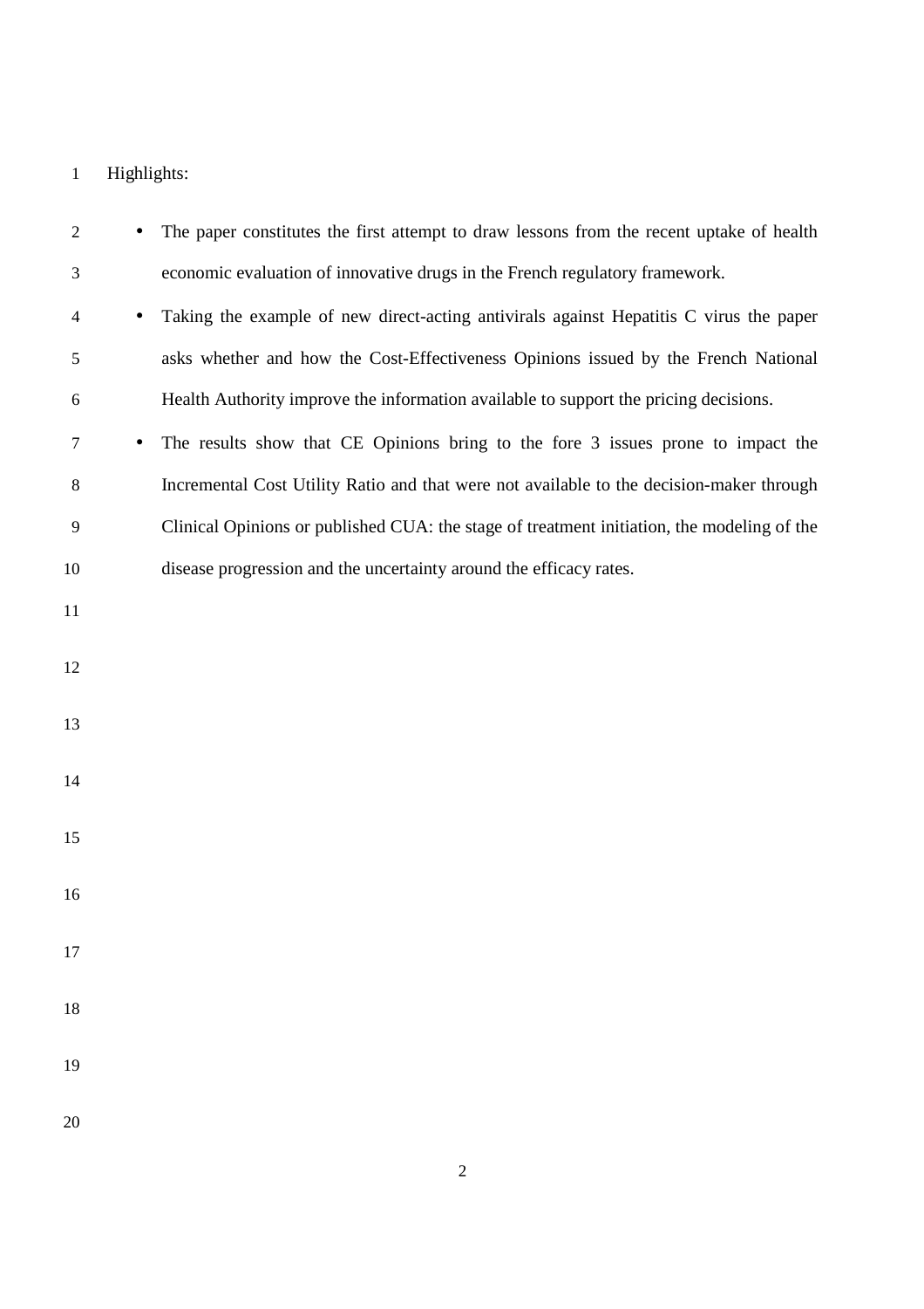Highlights:

- The paper constitutes the first attempt to draw lessons from the recent uptake of health economic evaluation of innovative drugs in the French regulatory framework.
- Taking the example of new direct-acting antivirals against Hepatitis C virus the paper asks whether and how the Cost-Effectiveness Opinions issued by the French National Health Authority improve the information available to support the pricing decisions.
- The results show that CE Opinions bring to the fore 3 issues prone to impact the Incremental Cost Utility Ratio and that were not available to the decision-maker through Clinical Opinions or published CUA: the stage of treatment initiation, the modeling of the disease progression and the uncertainty around the efficacy rates.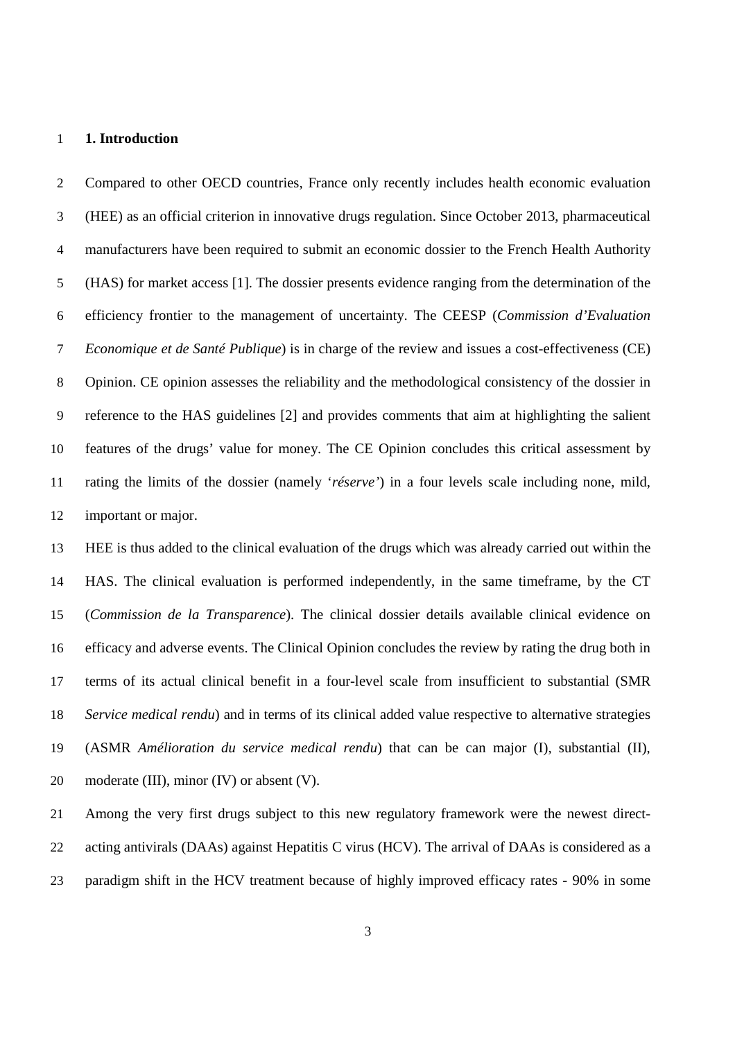## 1. Introduction

Compared to other OECD countries, France only recently includes health economic evaluation (HEE) as an official criterion in innovative drugs regulation. Since October 2013, pharmaceutical manufacturers have been required to submit an economic dossier to the French Health Authority (HAS) for market access [1]. The dossier presents evidence ranging from the determination of the efficiency frontier to the management of uncertainty. The CEESP (*Commission d'Evaluation Economique et de Santé Publique*) is in charge of the review and issues a cost-effectiveness (CE) Opinion. CE opinion assesses the reliability and the methodological consistency of the dossier in reference to the HAS guidelines [2] and provides comments that aim at highlighting the salient features of the drugs' value for money. The CE Opinion concludes this critical assessment by rating the limits of the dossier (namely '*réserve*') in a four levels scale including none, mild, important or major.

HEE is thus added to the clinical evaluation of the drugs which was already carried out within the HAS. The clinical evaluation is performed independently, in the same timeframe, by the CT (*Commission de la Transparence*). The clinical dossier details available clinical evidence on efficacy and adverse events. The Clinical Opinion concludes the review by rating the drug both in terms of its actual clinical benefit in a four-level scale from insufficient to substantial (SMR *Service medical rendu*) and in terms of its clinical added value respective to alternative strategies (ASMR *Amélioration du service medical rendu*) that can be can major (I), substantial (II), moderate (III), minor (IV) or absent (V).

Among the very first drugs subject to this new regulatory framework were the newest direct-acting antivirals (DAAs) against Hepatitis C virus (HCV). The arrival of DAAs is considered as a paradigm shift in the HCV treatment because of highly improved efficacy rates - 90% in some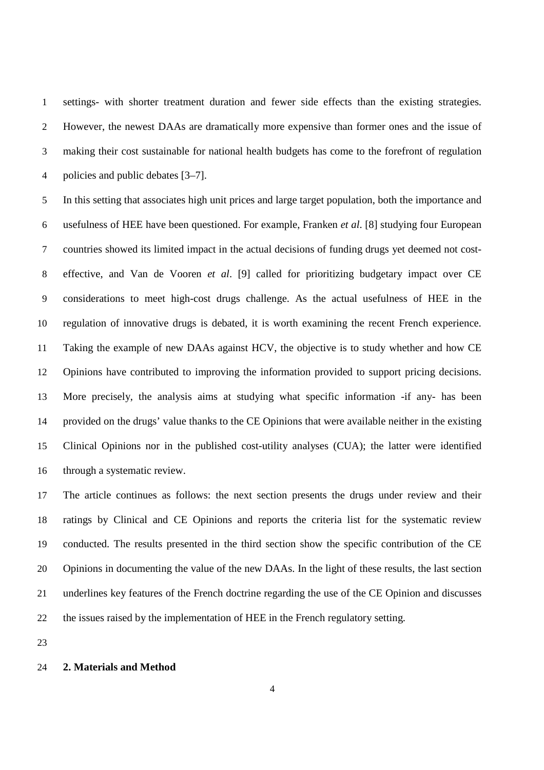settings- with shorter treatment duration and fewer side effects than the existing strategies. However, the newest DAAs are dramatically more expensive than former ones and the issue of making their cost sustainable for national health budgets has come to the forefront of regulation policies and public debates [3–7].

In this setting that associates high unit prices and large target population, both the importance and usefulness of HEE have been questioned. For example, Franken *et al*. [8] studying four European countries showed its limited impact in the actual decisions of funding drugs yet deemed not cost-effective, and Van de Vooren *et al*. [9] called for prioritizing budgetary impact over CE considerations to meet high-cost drugs challenge. As the actual usefulness of HEE in the regulation of innovative drugs is debated, it is worth examining the recent French experience. Taking the example of new DAAs against HCV, the objective is to study whether and how CE Opinions have contributed to improving the information provided to support pricing decisions. More precisely, the analysis aims at studying what specific information -if any- has been provided on the drugs' value thanks to the CE Opinions that were available neither in the existing Clinical Opinions nor in the published cost-utility analyses (CUA); the latter were identified through a systematic review.

The article continues as follows: the next section presents the drugs under review and their ratings by Clinical and CE Opinions and reports the criteria list for the systematic review conducted. The results presented in the third section show the specific contribution of the CE Opinions in documenting the value of the new DAAs. In the light of these results, the last section underlines key features of the French doctrine regarding the use of the CE Opinion and discusses the issues raised by the implementation of HEE in the French regulatory setting.

## 2. Materials and Method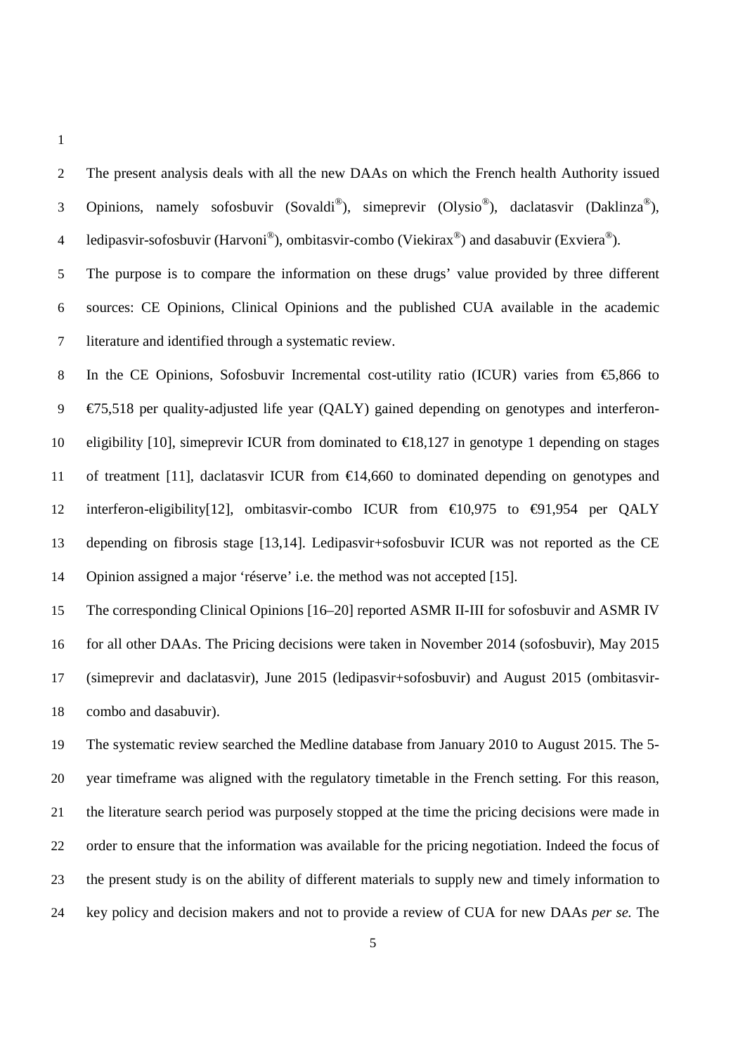The present analysis deals with all the new DAAs on which the French health Authority issued Opinions, namely sofosbuvir (Sovaldi®), simeprevir (Olysio®), daclatasvir (Daklinza®), ledipasvir-sofosbuvir (Harvoni®), ombitasvir-combo (Viekirax®) and dasabuvir (Exviera®).

The purpose is to compare the information on these drugs' value provided by three different sources: CE Opinions, Clinical Opinions and the published CUA available in the academic literature and identified through a systematic review.

In the CE Opinions, Sofosbuvir Incremental cost-utility ratio (ICUR) varies from €5,866 to €75,518 per quality-adjusted life year (QALY) gained depending on genotypes and interferon-eligibility [10], simeprevir ICUR from dominated to €18,127 in genotype 1 depending on stages of treatment [11], daclatasvir ICUR from €14,660 to dominated depending on genotypes and interferon-eligibility[12], ombitasvir-combo ICUR from €10,975 to €91,954 per QALY depending on fibrosis stage [13,14]. Ledipasvir+sofosbuvir ICUR was not reported as the CE Opinion assigned a major 'réserve' i.e. the method was not accepted [15].

The corresponding Clinical Opinions [16–20] reported ASMR II-III for sofosbuvir and ASMR IV for all other DAAs. The Pricing decisions were taken in November 2014 (sofosbuvir), May 2015 (simeprevir and daclatasvir), June 2015 (ledipasvir+sofosbuvir) and August 2015 (ombitasvir-combo and dasabuvir).

The systematic review searched the Medline database from January 2010 to August 2015. The 5-year timeframe was aligned with the regulatory timetable in the French setting. For this reason, the literature search period was purposely stopped at the time the pricing decisions were made in order to ensure that the information was available for the pricing negotiation. Indeed the focus of the present study is on the ability of different materials to supply new and timely information to key policy and decision makers and not to provide a review of CUA for new DAAs *per se.* The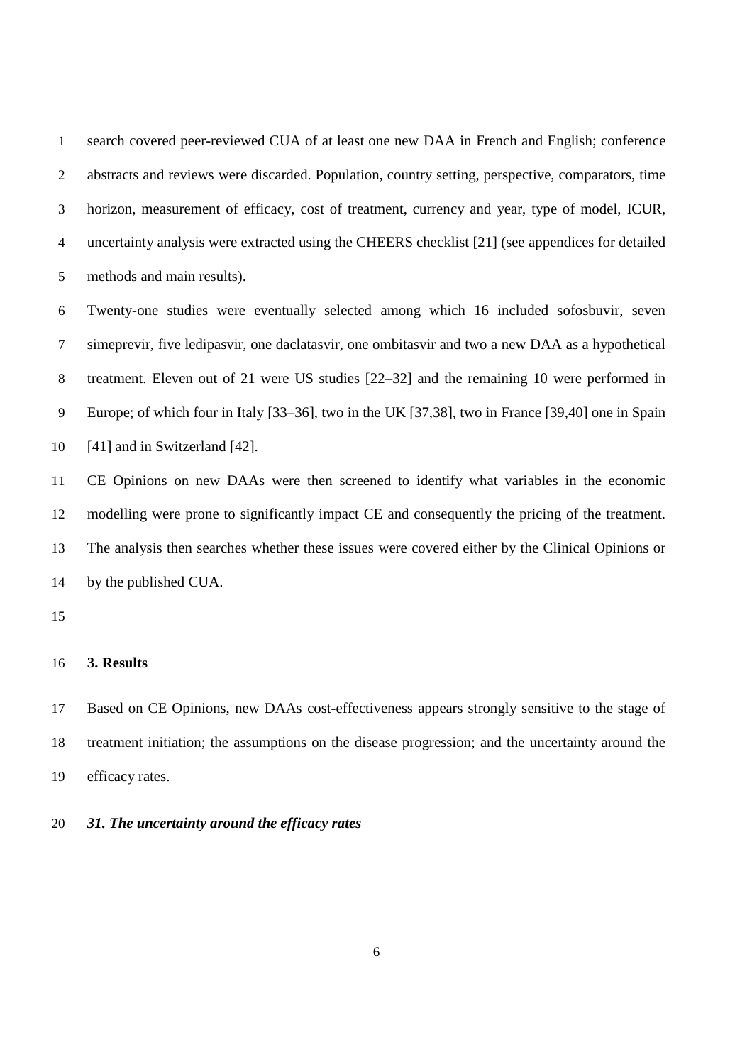search covered peer-reviewed CUA of at least one new DAA in French and English; conference abstracts and reviews were discarded. Population, country setting, perspective, comparators, time horizon, measurement of efficacy, cost of treatment, currency and year, type of model, ICUR, uncertainty analysis were extracted using the CHEERS checklist [21] (see appendices for detailed methods and main results).

Twenty-one studies were eventually selected among which 16 included sofosbuvir, seven simeprevir, five ledipasvir, one daclatasvir, one ombitasvir and two a new DAA as a hypothetical treatment. Eleven out of 21 were US studies [22–32] and the remaining 10 were performed in Europe; of which four in Italy [33–36], two in the UK [37,38], two in France [39,40] one in Spain [41] and in Switzerland [42].

CE Opinions on new DAAs were then screened to identify what variables in the economic modelling were prone to significantly impact CE and consequently the pricing of the treatment. The analysis then searches whether these issues were covered either by the Clinical Opinions or by the published CUA.

## 3. Results

Based on CE Opinions, new DAAs cost-effectiveness appears strongly sensitive to the stage of treatment initiation; the assumptions on the disease progression; and the uncertainty around the efficacy rates.

### *31. The uncertainty around the efficacy rates*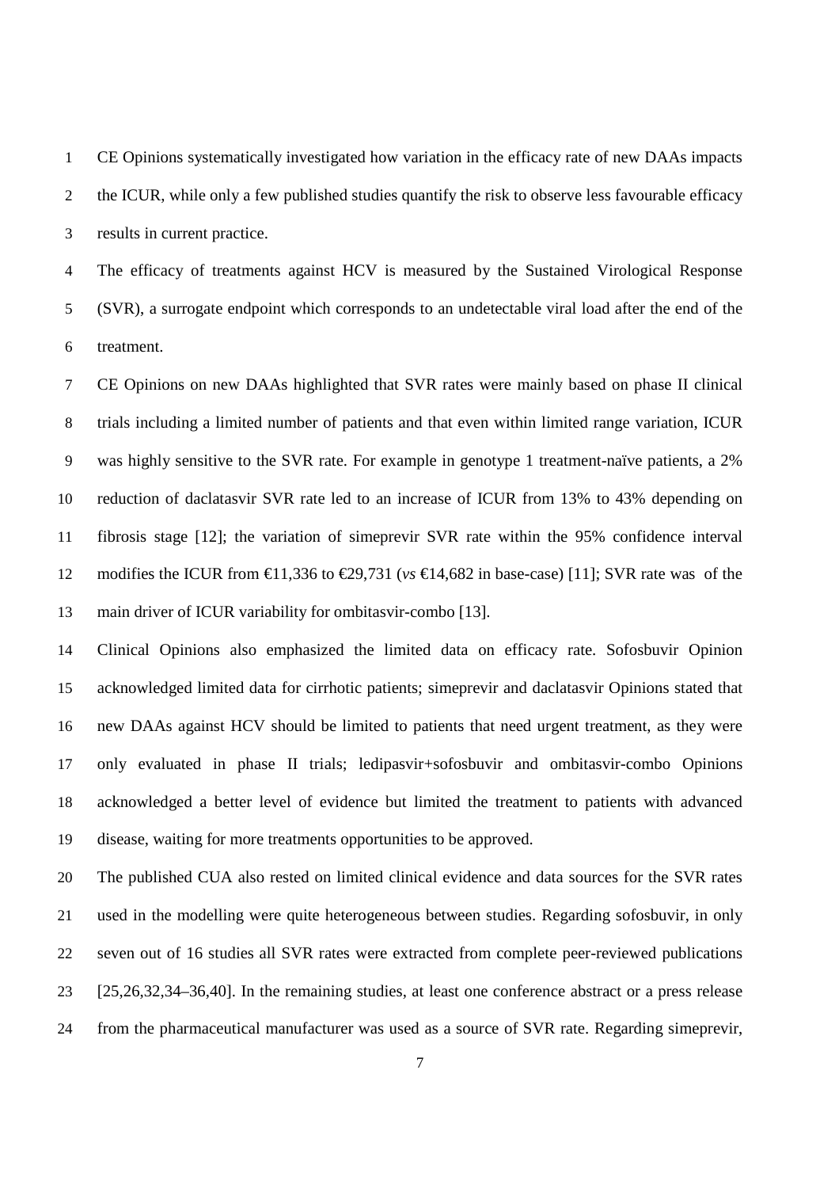CE Opinions systematically investigated how variation in the efficacy rate of new DAAs impacts the ICUR, while only a few published studies quantify the risk to observe less favourable efficacy results in current practice.

The efficacy of treatments against HCV is measured by the Sustained Virological Response (SVR), a surrogate endpoint which corresponds to an undetectable viral load after the end of the treatment.

CE Opinions on new DAAs highlighted that SVR rates were mainly based on phase II clinical trials including a limited number of patients and that even within limited range variation, ICUR was highly sensitive to the SVR rate. For example in genotype 1 treatment-naïve patients, a 2% reduction of daclatasvir SVR rate led to an increase of ICUR from 13% to 43% depending on fibrosis stage [12]; the variation of simeprevir SVR rate within the 95% confidence interval modifies the ICUR from €11,336 to €29,731 (*vs* €14,682 in base-case) [11]; SVR rate was of the main driver of ICUR variability for ombitasvir-combo [13].

Clinical Opinions also emphasized the limited data on efficacy rate. Sofosbuvir Opinion acknowledged limited data for cirrhotic patients; simeprevir and daclatasvir Opinions stated that new DAAs against HCV should be limited to patients that need urgent treatment, as they were only evaluated in phase II trials; ledipasvir+sofosbuvir and ombitasvir-combo Opinions acknowledged a better level of evidence but limited the treatment to patients with advanced disease, waiting for more treatments opportunities to be approved.

The published CUA also rested on limited clinical evidence and data sources for the SVR rates used in the modelling were quite heterogeneous between studies. Regarding sofosbuvir, in only seven out of 16 studies all SVR rates were extracted from complete peer-reviewed publications [25,26,32,34–36,40]. In the remaining studies, at least one conference abstract or a press release from the pharmaceutical manufacturer was used as a source of SVR rate. Regarding simeprevir,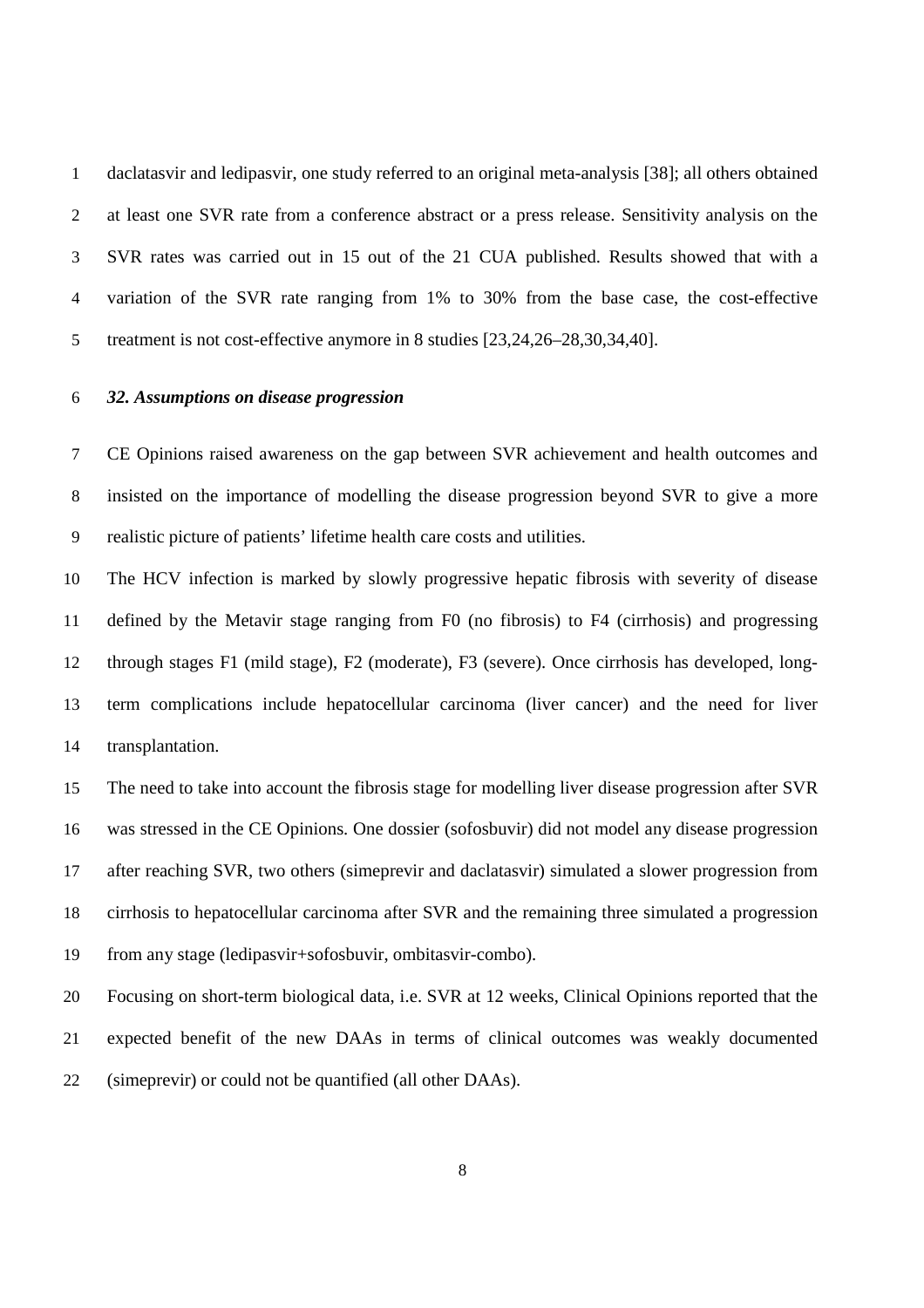daclatasvir and ledipasvir, one study referred to an original meta-analysis [38]; all others obtained at least one SVR rate from a conference abstract or a press release. Sensitivity analysis on the SVR rates was carried out in 15 out of the 21 CUA published. Results showed that with a variation of the SVR rate ranging from 1% to 30% from the base case, the cost-effective treatment is not cost-effective anymore in 8 studies [23,24,26–28,30,34,40].

### *32. Assumptions on disease progression*

CE Opinions raised awareness on the gap between SVR achievement and health outcomes and insisted on the importance of modelling the disease progression beyond SVR to give a more realistic picture of patients' lifetime health care costs and utilities.

The HCV infection is marked by slowly progressive hepatic fibrosis with severity of disease defined by the Metavir stage ranging from F0 (no fibrosis) to F4 (cirrhosis) and progressing through stages F1 (mild stage), F2 (moderate), F3 (severe). Once cirrhosis has developed, long-term complications include hepatocellular carcinoma (liver cancer) and the need for liver transplantation.

The need to take into account the fibrosis stage for modelling liver disease progression after SVR was stressed in the CE Opinions. One dossier (sofosbuvir) did not model any disease progression after reaching SVR, two others (simeprevir and daclatasvir) simulated a slower progression from cirrhosis to hepatocellular carcinoma after SVR and the remaining three simulated a progression from any stage (ledipasvir+sofosbuvir, ombitasvir-combo).

Focusing on short-term biological data, i.e. SVR at 12 weeks, Clinical Opinions reported that the expected benefit of the new DAAs in terms of clinical outcomes was weakly documented (simeprevir) or could not be quantified (all other DAAs).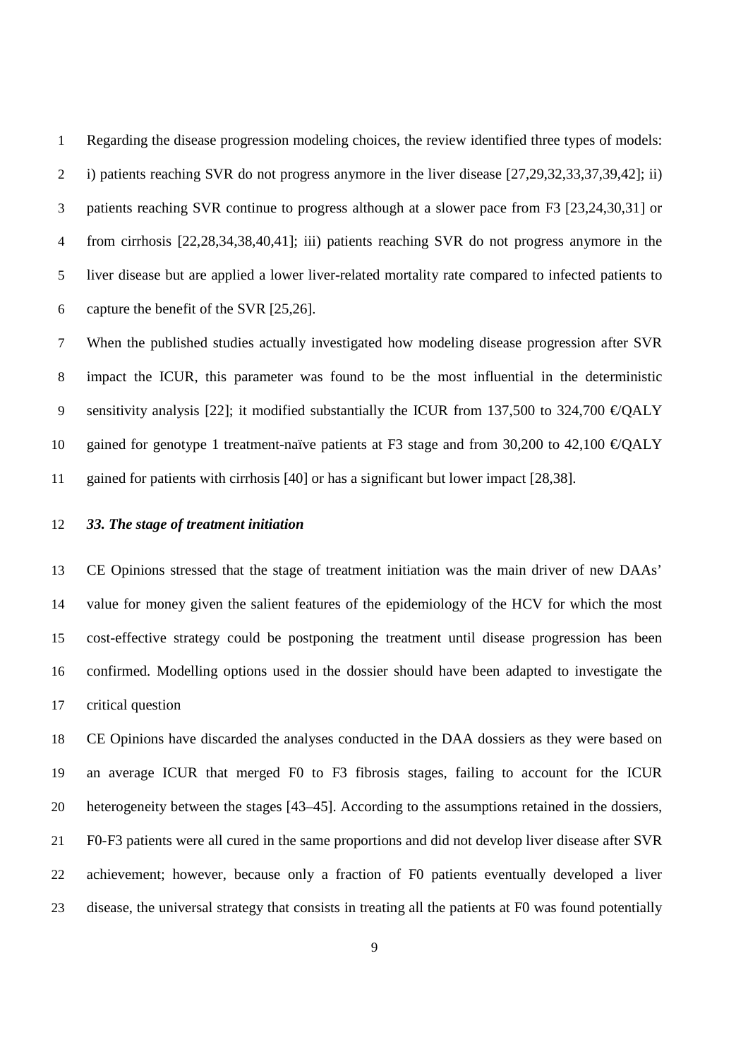Regarding the disease progression modeling choices, the review identified three types of models: i) patients reaching SVR do not progress anymore in the liver disease [27,29,32,33,37,39,42]; ii) patients reaching SVR continue to progress although at a slower pace from F3 [23,24,30,31] or from cirrhosis [22,28,34,38,40,41]; iii) patients reaching SVR do not progress anymore in the liver disease but are applied a lower liver-related mortality rate compared to infected patients to capture the benefit of the SVR [25,26].

When the published studies actually investigated how modeling disease progression after SVR impact the ICUR, this parameter was found to be the most influential in the deterministic sensitivity analysis [22]; it modified substantially the ICUR from 137,500 to 324,700 €/QALY gained for genotype 1 treatment-naïve patients at F3 stage and from 30,200 to 42,100 €/QALY gained for patients with cirrhosis [40] or has a significant but lower impact [28,38].

### *33. The stage of treatment initiation*

CE Opinions stressed that the stage of treatment initiation was the main driver of new DAAs' value for money given the salient features of the epidemiology of the HCV for which the most cost-effective strategy could be postponing the treatment until disease progression has been confirmed. Modelling options used in the dossier should have been adapted to investigate the critical question

CE Opinions have discarded the analyses conducted in the DAA dossiers as they were based on an average ICUR that merged F0 to F3 fibrosis stages, failing to account for the ICUR heterogeneity between the stages [43–45]. According to the assumptions retained in the dossiers, F0-F3 patients were all cured in the same proportions and did not develop liver disease after SVR achievement; however, because only a fraction of F0 patients eventually developed a liver disease, the universal strategy that consists in treating all the patients at F0 was found potentially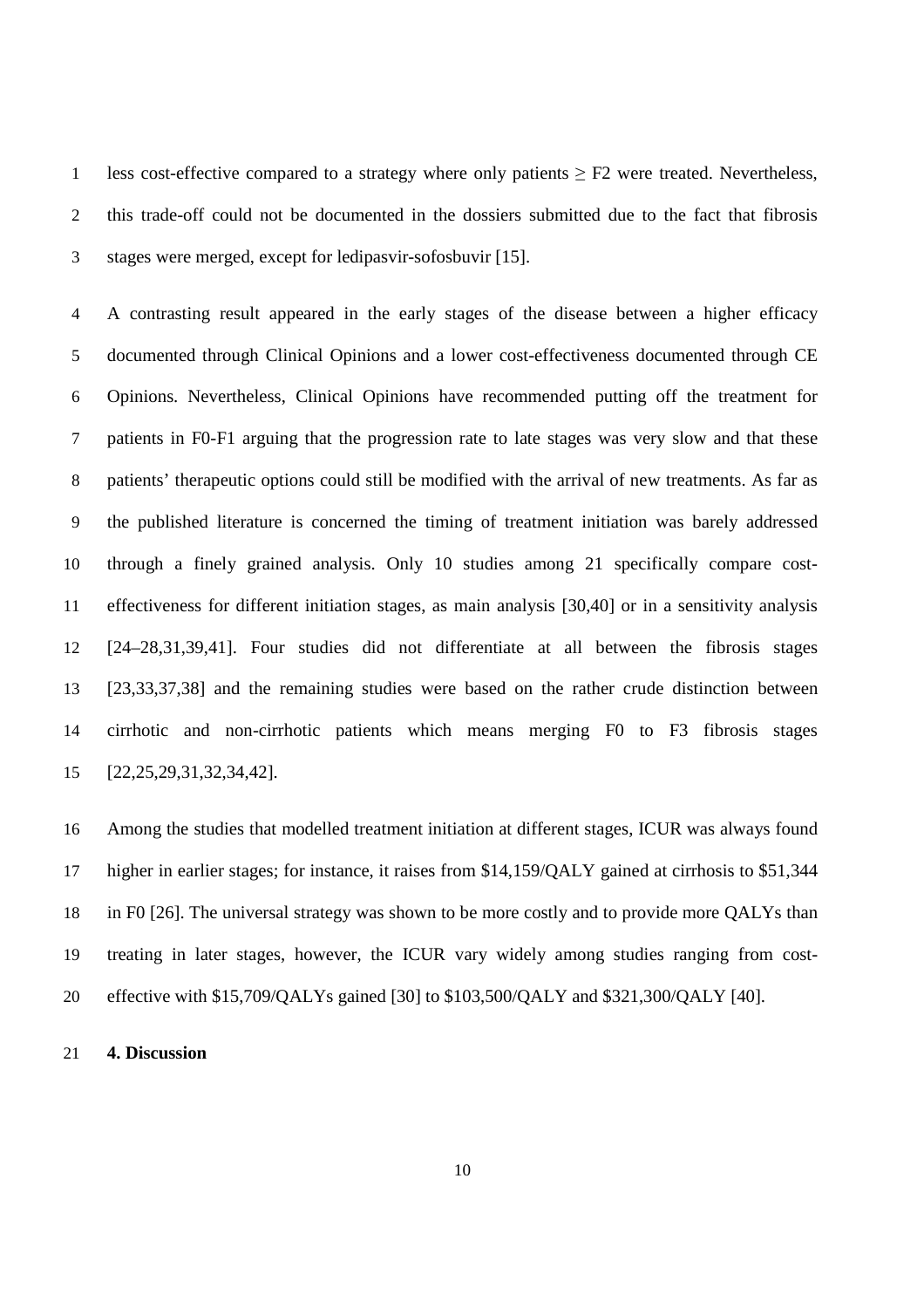less cost-effective compared to a strategy where only patients $\geq$ F2 were treated. Nevertheless, this trade-off could not be documented in the dossiers submitted due to the fact that fibrosis stages were merged, except for ledipasvir-sofosbuvir [15].

A contrasting result appeared in the early stages of the disease between a higher efficacy documented through Clinical Opinions and a lower cost-effectiveness documented through CE Opinions. Nevertheless, Clinical Opinions have recommended putting off the treatment for patients in F0-F1 arguing that the progression rate to late stages was very slow and that these patients' therapeutic options could still be modified with the arrival of new treatments. As far as the published literature is concerned the timing of treatment initiation was barely addressed through a finely grained analysis. Only 10 studies among 21 specifically compare cost-effectiveness for different initiation stages, as main analysis [30,40] or in a sensitivity analysis [24–28,31,39,41]. Four studies did not differentiate at all between the fibrosis stages [23,33,37,38] and the remaining studies were based on the rather crude distinction between cirrhotic and non-cirrhotic patients which means merging F0 to F3 fibrosis stages [22,25,29,31,32,34,42].

Among the studies that modelled treatment initiation at different stages, ICUR was always found higher in earlier stages; for instance, it raises from \$14,159/QALY gained at cirrhosis to \$51,344 in F0 [26]. The universal strategy was shown to be more costly and to provide more QALYs than treating in later stages, however, the ICUR vary widely among studies ranging from cost-effective with \$15,709/QALYs gained [30] to \$103,500/QALY and \$321,300/QALY [40].

## 4. Discussion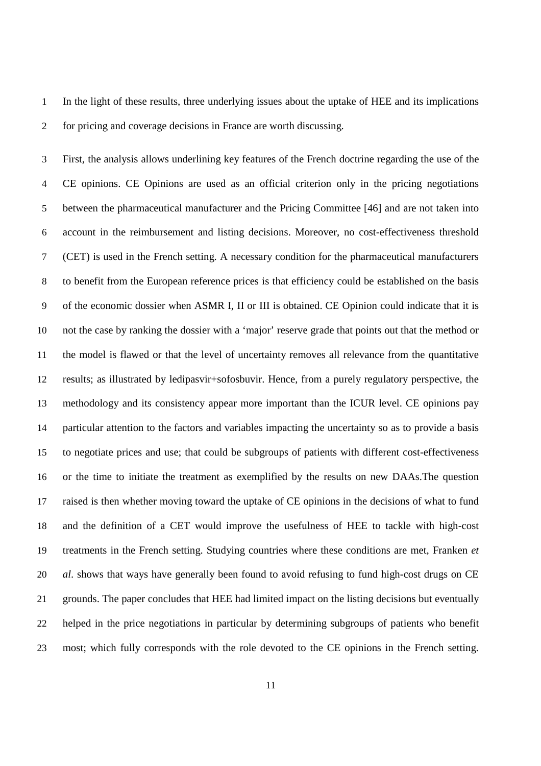In the light of these results, three underlying issues about the uptake of HEE and its implications for pricing and coverage decisions in France are worth discussing.

First, the analysis allows underlining key features of the French doctrine regarding the use of the CE opinions. CE Opinions are used as an official criterion only in the pricing negotiations between the pharmaceutical manufacturer and the Pricing Committee [46] and are not taken into account in the reimbursement and listing decisions. Moreover, no cost-effectiveness threshold (CET) is used in the French setting. A necessary condition for the pharmaceutical manufacturers to benefit from the European reference prices is that efficiency could be established on the basis of the economic dossier when ASMR I, II or III is obtained. CE Opinion could indicate that it is not the case by ranking the dossier with a 'major' reserve grade that points out that the method or the model is flawed or that the level of uncertainty removes all relevance from the quantitative results; as illustrated by ledipasvir+sofosbuvir. Hence, from a purely regulatory perspective, the methodology and its consistency appear more important than the ICUR level. CE opinions pay particular attention to the factors and variables impacting the uncertainty so as to provide a basis to negotiate prices and use; that could be subgroups of patients with different cost-effectiveness or the time to initiate the treatment as exemplified by the results on new DAAs.The question raised is then whether moving toward the uptake of CE opinions in the decisions of what to fund and the definition of a CET would improve the usefulness of HEE to tackle with high-cost treatments in the French setting. Studying countries where these conditions are met, Franken *et al*. shows that ways have generally been found to avoid refusing to fund high-cost drugs on CE grounds. The paper concludes that HEE had limited impact on the listing decisions but eventually helped in the price negotiations in particular by determining subgroups of patients who benefit most; which fully corresponds with the role devoted to the CE opinions in the French setting.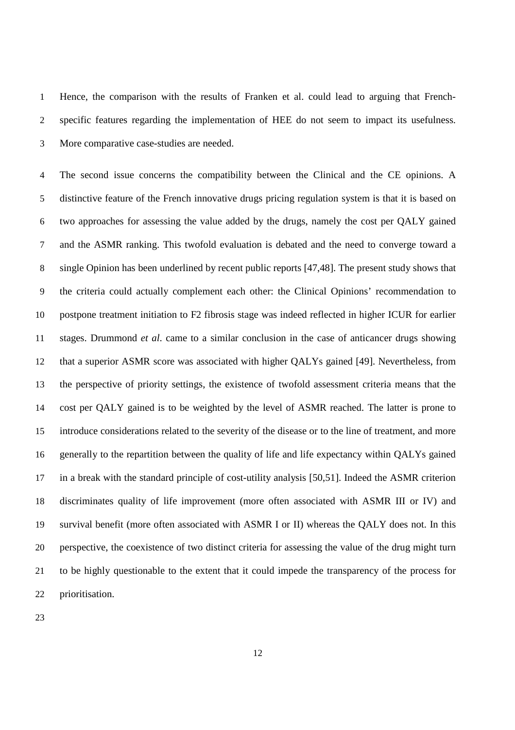Hence, the comparison with the results of Franken et al. could lead to arguing that French-specific features regarding the implementation of HEE do not seem to impact its usefulness. More comparative case-studies are needed.

The second issue concerns the compatibility between the Clinical and the CE opinions. A distinctive feature of the French innovative drugs pricing regulation system is that it is based on two approaches for assessing the value added by the drugs, namely the cost per QALY gained and the ASMR ranking. This twofold evaluation is debated and the need to converge toward a single Opinion has been underlined by recent public reports [47,48]. The present study shows that the criteria could actually complement each other: the Clinical Opinions' recommendation to postpone treatment initiation to F2 fibrosis stage was indeed reflected in higher ICUR for earlier stages. Drummond *et al*. came to a similar conclusion in the case of anticancer drugs showing that a superior ASMR score was associated with higher QALYs gained [49]. Nevertheless, from the perspective of priority settings, the existence of twofold assessment criteria means that the cost per QALY gained is to be weighted by the level of ASMR reached. The latter is prone to introduce considerations related to the severity of the disease or to the line of treatment, and more generally to the repartition between the quality of life and life expectancy within QALYs gained in a break with the standard principle of cost-utility analysis [50,51]. Indeed the ASMR criterion discriminates quality of life improvement (more often associated with ASMR III or IV) and survival benefit (more often associated with ASMR I or II) whereas the QALY does not. In this perspective, the coexistence of two distinct criteria for assessing the value of the drug might turn to be highly questionable to the extent that it could impede the transparency of the process for prioritisation.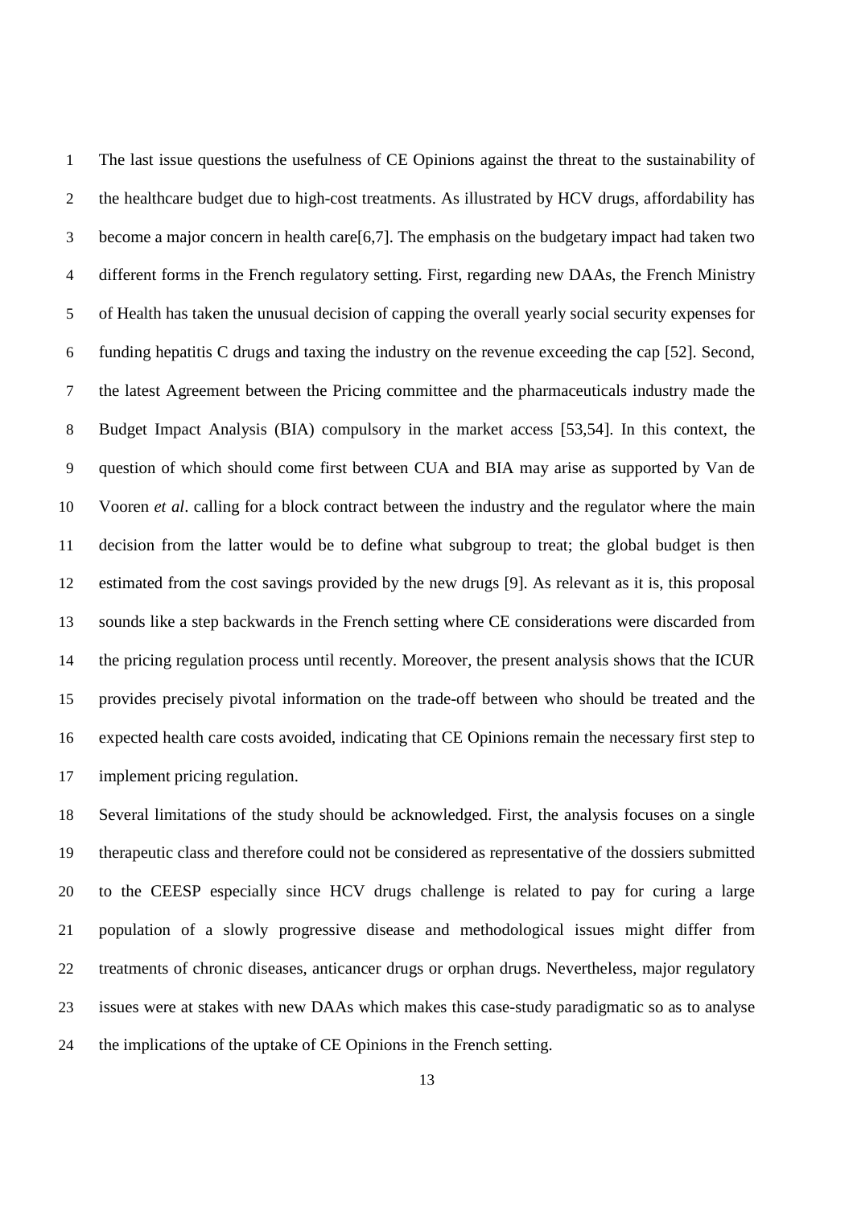The last issue questions the usefulness of CE Opinions against the threat to the sustainability of the healthcare budget due to high-cost treatments. As illustrated by HCV drugs, affordability has become a major concern in health care[6,7]. The emphasis on the budgetary impact had taken two different forms in the French regulatory setting. First, regarding new DAAs, the French Ministry of Health has taken the unusual decision of capping the overall yearly social security expenses for funding hepatitis C drugs and taxing the industry on the revenue exceeding the cap [52]. Second, the latest Agreement between the Pricing committee and the pharmaceuticals industry made the Budget Impact Analysis (BIA) compulsory in the market access [53,54]. In this context, the question of which should come first between CUA and BIA may arise as supported by Van de Vooren *et al*. calling for a block contract between the industry and the regulator where the main decision from the latter would be to define what subgroup to treat; the global budget is then estimated from the cost savings provided by the new drugs [9]. As relevant as it is, this proposal sounds like a step backwards in the French setting where CE considerations were discarded from the pricing regulation process until recently. Moreover, the present analysis shows that the ICUR provides precisely pivotal information on the trade-off between who should be treated and the expected health care costs avoided, indicating that CE Opinions remain the necessary first step to implement pricing regulation.

Several limitations of the study should be acknowledged. First, the analysis focuses on a single therapeutic class and therefore could not be considered as representative of the dossiers submitted to the CEESP especially since HCV drugs challenge is related to pay for curing a large population of a slowly progressive disease and methodological issues might differ from treatments of chronic diseases, anticancer drugs or orphan drugs. Nevertheless, major regulatory issues were at stakes with new DAAs which makes this case-study paradigmatic so as to analyse the implications of the uptake of CE Opinions in the French setting.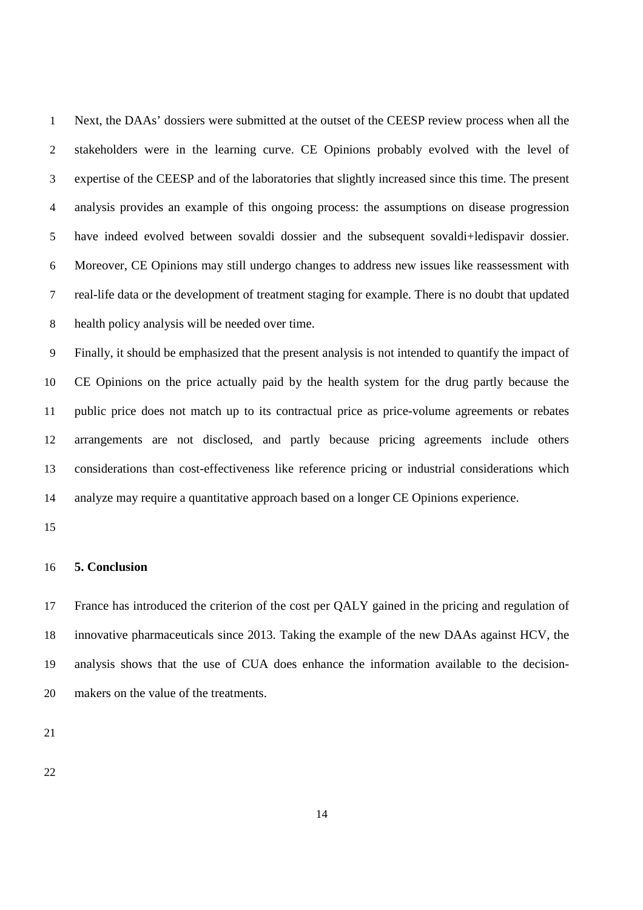Next, the DAAs' dossiers were submitted at the outset of the CEESP review process when all the stakeholders were in the learning curve. CE Opinions probably evolved with the level of expertise of the CEESP and of the laboratories that slightly increased since this time. The present analysis provides an example of this ongoing process: the assumptions on disease progression have indeed evolved between sovaldi dossier and the subsequent sovaldi+ledispavir dossier. Moreover, CE Opinions may still undergo changes to address new issues like reassessment with real-life data or the development of treatment staging for example. There is no doubt that updated health policy analysis will be needed over time.

Finally, it should be emphasized that the present analysis is not intended to quantify the impact of CE Opinions on the price actually paid by the health system for the drug partly because the public price does not match up to its contractual price as price-volume agreements or rebates arrangements are not disclosed, and partly because pricing agreements include others considerations than cost-effectiveness like reference pricing or industrial considerations which analyze may require a quantitative approach based on a longer CE Opinions experience.

## 5. Conclusion

France has introduced the criterion of the cost per QALY gained in the pricing and regulation of innovative pharmaceuticals since 2013. Taking the example of the new DAAs against HCV, the analysis shows that the use of CUA does enhance the information available to the decision-makers on the value of the treatments.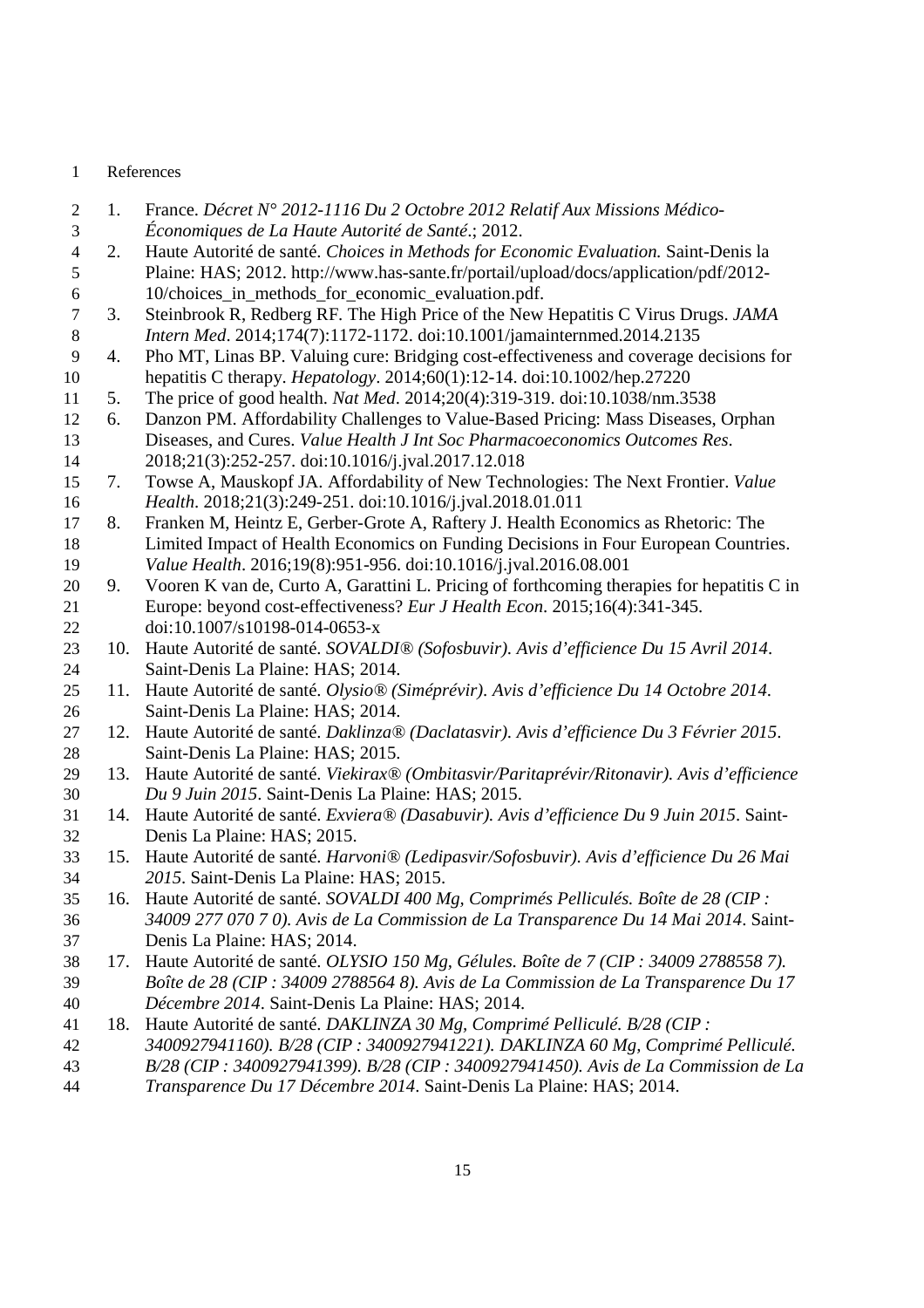# References

1. France. *Décret N° 2012-1116 Du 2 Octobre 2012 Relatif Aux Missions Médico-Économiques de La Haute Autorité de Santé*.; 2012.
2. Haute Autorité de santé. *Choices in Methods for Economic Evaluation.* Saint-Denis la Plaine: HAS; 2012. http://www.has-sante.fr/portail/upload/docs/application/pdf/2012-10/choices_in_methods_for_economic_evaluation.pdf.
3. Steinbrook R, Redberg RF. The High Price of the New Hepatitis C Virus Drugs. *JAMA Intern Med*. 2014;174(7):1172-1172. doi:10.1001/jamainternmed.2014.2135
4. Pho MT, Linas BP. Valuing cure: Bridging cost-effectiveness and coverage decisions for hepatitis C therapy. *Hepatology*. 2014;60(1):12-14. doi:10.1002/hep.27220
5. The price of good health. *Nat Med*. 2014;20(4):319-319. doi:10.1038/nm.3538
6. Danzon PM. Affordability Challenges to Value-Based Pricing: Mass Diseases, Orphan Diseases, and Cures. *Value Health J Int Soc Pharmacoeconomics Outcomes Res*. 2018;21(3):252-257. doi:10.1016/j.jval.2017.12.018
7. Towse A, Mauskopf JA. Affordability of New Technologies: The Next Frontier. *Value Health*. 2018;21(3):249-251. doi:10.1016/j.jval.2018.01.011
8. Franken M, Heintz E, Gerber-Grote A, Raftery J. Health Economics as Rhetoric: The Limited Impact of Health Economics on Funding Decisions in Four European Countries. *Value Health*. 2016;19(8):951-956. doi:10.1016/j.jval.2016.08.001
9. Vooren K van de, Curto A, Garattini L. Pricing of forthcoming therapies for hepatitis C in Europe: beyond cost-effectiveness? *Eur J Health Econ*. 2015;16(4):341-345. doi:10.1007/s10198-014-0653-x
10. Haute Autorité de santé. *SOVALDI® (Sofosbuvir). Avis d'efficience Du 15 Avril 2014*. Saint-Denis La Plaine: HAS; 2014.
11. Haute Autorité de santé. *Olysio® (Siméprévir). Avis d'efficience Du 14 Octobre 2014*. Saint-Denis La Plaine: HAS; 2014.
12. Haute Autorité de santé. *Daklinza® (Daclatasvir). Avis d'efficience Du 3 Février 2015*. Saint-Denis La Plaine: HAS; 2015.
13. Haute Autorité de santé. *Viekirax® (Ombitasvir/Paritaprévir/Ritonavir). Avis d'efficience Du 9 Juin 2015*. Saint-Denis La Plaine: HAS; 2015.
14. Haute Autorité de santé. *Exviera® (Dasabuvir). Avis d'efficience Du 9 Juin 2015*. Saint-Denis La Plaine: HAS; 2015.
15. Haute Autorité de santé. *Harvoni® (Ledipasvir/Sofosbuvir). Avis d'efficience Du 26 Mai 2015*. Saint-Denis La Plaine: HAS; 2015.
16. Haute Autorité de santé. *SOVALDI 400 Mg, Comprimés Pelliculés. Boîte de 28 (CIP : 34009 277 070 7 0). Avis de La Commission de La Transparence Du 14 Mai 2014*. Saint-Denis La Plaine: HAS; 2014.
17. Haute Autorité de santé. *OLYSIO 150 Mg, Gélules. Boîte de 7 (CIP : 34009 2788558 7). Boîte de 28 (CIP : 34009 2788564 8). Avis de La Commission de La Transparence Du 17 Décembre 2014*. Saint-Denis La Plaine: HAS; 2014.
18. Haute Autorité de santé. *DAKLINZA 30 Mg, Comprimé Pelliculé. B/28 (CIP : 3400927941160). B/28 (CIP : 3400927941221). DAKLINZA 60 Mg, Comprimé Pelliculé. B/28 (CIP : 3400927941399). B/28 (CIP : 3400927941450). Avis de La Commission de La Transparence Du 17 Décembre 2014*. Saint-Denis La Plaine: HAS; 2014.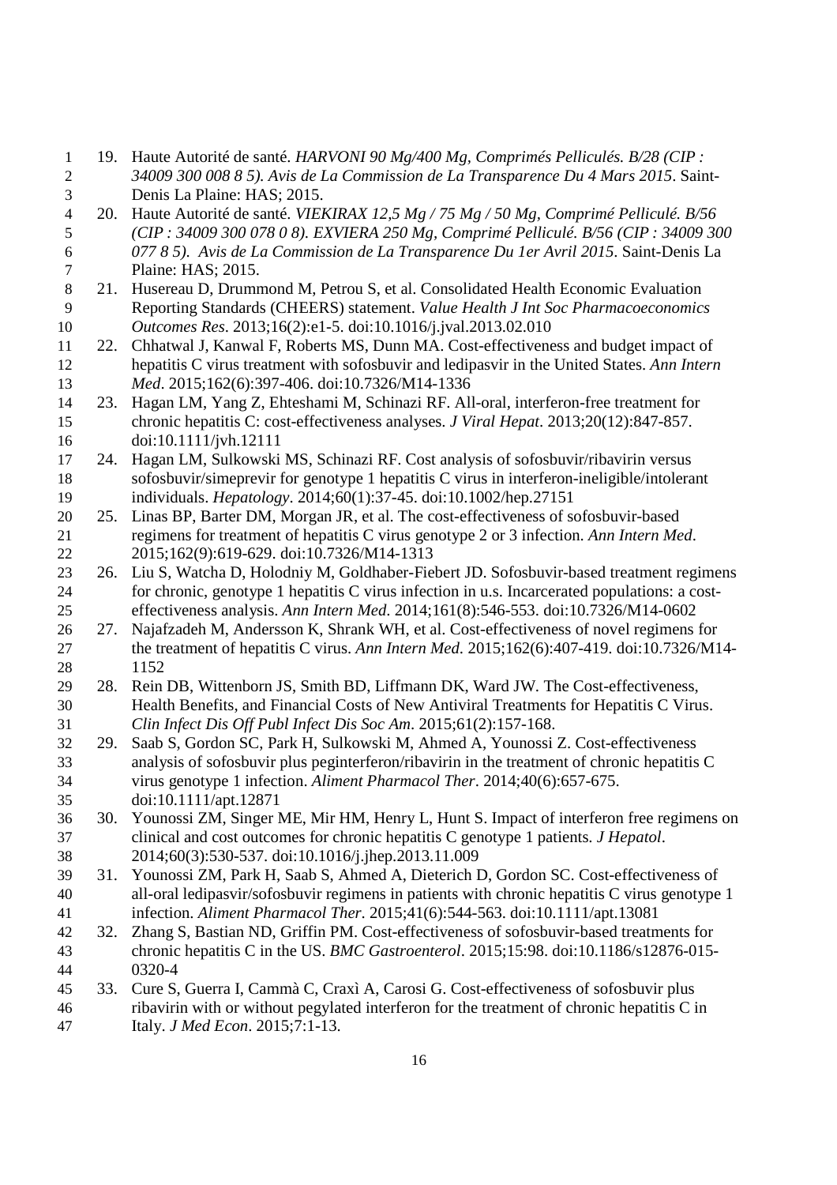19. Haute Autorité de santé. *HARVONI 90 Mg/400 Mg, Comprimés Pelliculés. B/28 (CIP : 34009 300 008 8 5). Avis de La Commission de La Transparence Du 4 Mars 2015*. Saint-Denis La Plaine: HAS; 2015.
20. Haute Autorité de santé. *VIEKIRAX 12,5 Mg / 75 Mg / 50 Mg, Comprimé Pelliculé. B/56 (CIP : 34009 300 078 0 8). EXVIERA 250 Mg, Comprimé Pelliculé. B/56 (CIP : 34009 300 077 8 5). Avis de La Commission de La Transparence Du 1er Avril 2015*. Saint-Denis La Plaine: HAS; 2015.
21. Husereau D, Drummond M, Petrou S, et al. Consolidated Health Economic Evaluation Reporting Standards (CHEERS) statement. *Value Health J Int Soc Pharmacoeconomics Outcomes Res*. 2013;16(2):e1-5. doi:10.1016/j.jval.2013.02.010
22. Chhatwal J, Kanwal F, Roberts MS, Dunn MA. Cost-effectiveness and budget impact of hepatitis C virus treatment with sofosbuvir and ledipasvir in the United States. *Ann Intern Med*. 2015;162(6):397-406. doi:10.7326/M14-1336
23. Hagan LM, Yang Z, Ehteshami M, Schinazi RF. All-oral, interferon-free treatment for chronic hepatitis C: cost-effectiveness analyses. *J Viral Hepat*. 2013;20(12):847-857. doi:10.1111/jvh.12111
24. Hagan LM, Sulkowski MS, Schinazi RF. Cost analysis of sofosbuvir/ribavirin versus sofosbuvir/simeprevir for genotype 1 hepatitis C virus in interferon-ineligible/intolerant individuals. *Hepatology*. 2014;60(1):37-45. doi:10.1002/hep.27151
25. Linas BP, Barter DM, Morgan JR, et al. The cost-effectiveness of sofosbuvir-based regimens for treatment of hepatitis C virus genotype 2 or 3 infection. *Ann Intern Med*. 2015;162(9):619-629. doi:10.7326/M14-1313
26. Liu S, Watcha D, Holodniy M, Goldhaber-Fiebert JD. Sofosbuvir-based treatment regimens for chronic, genotype 1 hepatitis C virus infection in u.s. Incarcerated populations: a cost-effectiveness analysis. *Ann Intern Med*. 2014;161(8):546-553. doi:10.7326/M14-0602
27. Najafzadeh M, Andersson K, Shrank WH, et al. Cost-effectiveness of novel regimens for the treatment of hepatitis C virus. *Ann Intern Med*. 2015;162(6):407-419. doi:10.7326/M14-1152
28. Rein DB, Wittenborn JS, Smith BD, Liffmann DK, Ward JW. The Cost-effectiveness, Health Benefits, and Financial Costs of New Antiviral Treatments for Hepatitis C Virus. *Clin Infect Dis Off Publ Infect Dis Soc Am*. 2015;61(2):157-168.
29. Saab S, Gordon SC, Park H, Sulkowski M, Ahmed A, Younossi Z. Cost-effectiveness analysis of sofosbuvir plus peginterferon/ribavirin in the treatment of chronic hepatitis C virus genotype 1 infection. *Aliment Pharmacol Ther*. 2014;40(6):657-675. doi:10.1111/apt.12871
30. Younossi ZM, Singer ME, Mir HM, Henry L, Hunt S. Impact of interferon free regimens on clinical and cost outcomes for chronic hepatitis C genotype 1 patients. *J Hepatol*. 2014;60(3):530-537. doi:10.1016/j.jhep.2013.11.009
31. Younossi ZM, Park H, Saab S, Ahmed A, Dieterich D, Gordon SC. Cost-effectiveness of all-oral ledipasvir/sofosbuvir regimens in patients with chronic hepatitis C virus genotype 1 infection. *Aliment Pharmacol Ther*. 2015;41(6):544-563. doi:10.1111/apt.13081
32. Zhang S, Bastian ND, Griffin PM. Cost-effectiveness of sofosbuvir-based treatments for chronic hepatitis C in the US. *BMC Gastroenterol*. 2015;15:98. doi:10.1186/s12876-015-0320-4
33. Cure S, Guerra I, Cammà C, Craxì A, Carosi G. Cost-effectiveness of sofosbuvir plus ribavirin with or without pegylated interferon for the treatment of chronic hepatitis C in Italy. *J Med Econ*. 2015;7:1-13.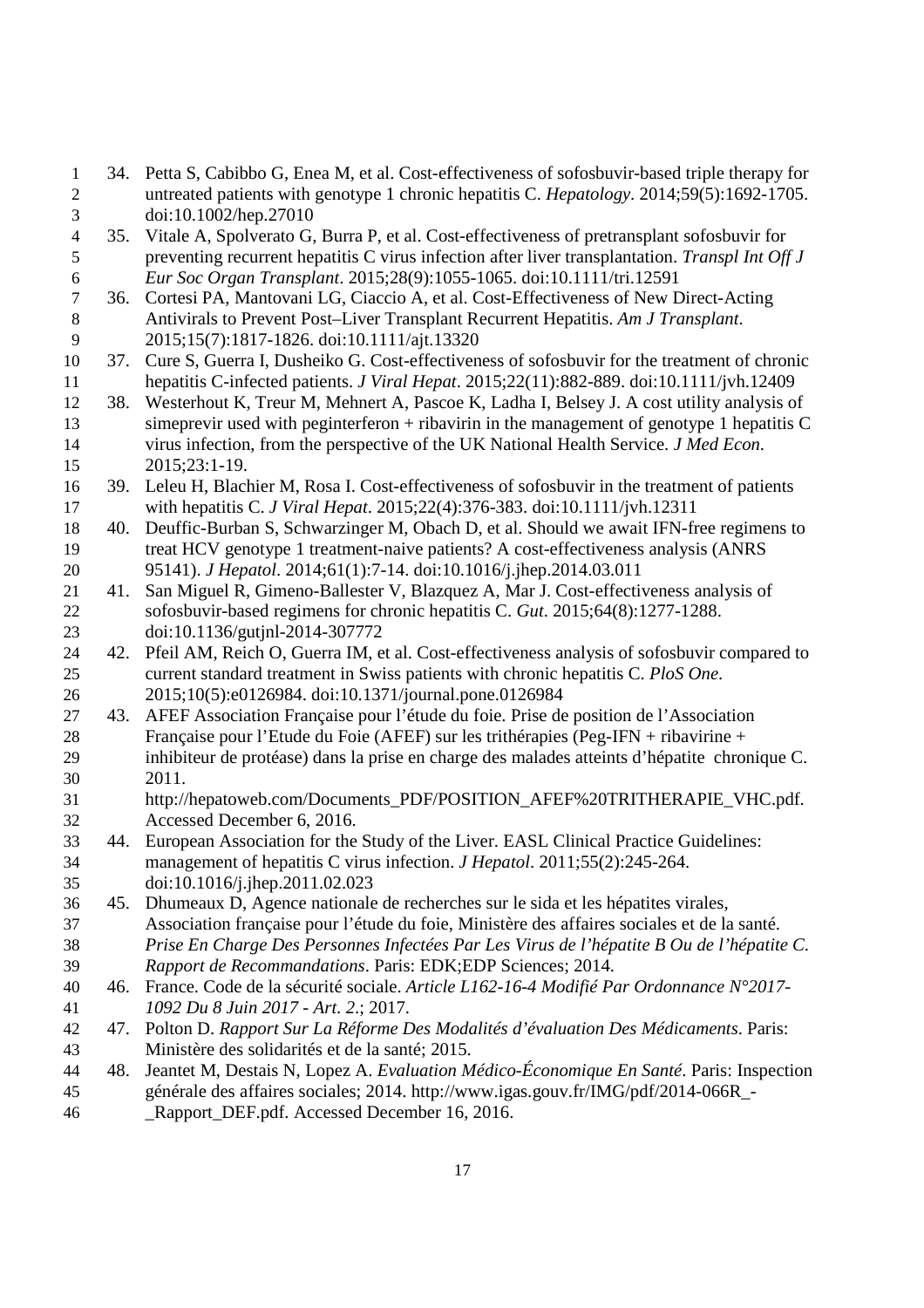34. Petta S, Cabibbo G, Enea M, et al. Cost-effectiveness of sofosbuvir-based triple therapy for untreated patients with genotype 1 chronic hepatitis C. *Hepatology*. 2014;59(5):1692-1705. doi:10.1002/hep.27010
35. Vitale A, Spolverato G, Burra P, et al. Cost-effectiveness of pretransplant sofosbuvir for preventing recurrent hepatitis C virus infection after liver transplantation. *Transpl Int Off J Eur Soc Organ Transplant*. 2015;28(9):1055-1065. doi:10.1111/tri.12591
36. Cortesi PA, Mantovani LG, Ciaccio A, et al. Cost-Effectiveness of New Direct-Acting Antivirals to Prevent Post–Liver Transplant Recurrent Hepatitis. *Am J Transplant*. 2015;15(7):1817-1826. doi:10.1111/ajt.13320
37. Cure S, Guerra I, Dusheiko G. Cost-effectiveness of sofosbuvir for the treatment of chronic hepatitis C-infected patients. *J Viral Hepat*. 2015;22(11):882-889. doi:10.1111/jvh.12409
38. Westerhout K, Treur M, Mehnert A, Pascoe K, Ladha I, Belsey J. A cost utility analysis of simeprevir used with peginterferon + ribavirin in the management of genotype 1 hepatitis C virus infection, from the perspective of the UK National Health Service. *J Med Econ*. 2015;23:1-19.
39. Leleu H, Blachier M, Rosa I. Cost-effectiveness of sofosbuvir in the treatment of patients with hepatitis C. *J Viral Hepat*. 2015;22(4):376-383. doi:10.1111/jvh.12311
40. Deuffic-Burban S, Schwarzinger M, Obach D, et al. Should we await IFN-free regimens to treat HCV genotype 1 treatment-naive patients? A cost-effectiveness analysis (ANRS 95141). *J Hepatol*. 2014;61(1):7-14. doi:10.1016/j.jhep.2014.03.011
41. San Miguel R, Gimeno-Ballester V, Blazquez A, Mar J. Cost-effectiveness analysis of sofosbuvir-based regimens for chronic hepatitis C. *Gut*. 2015;64(8):1277-1288. doi:10.1136/gutjnl-2014-307772
42. Pfeil AM, Reich O, Guerra IM, et al. Cost-effectiveness analysis of sofosbuvir compared to current standard treatment in Swiss patients with chronic hepatitis C. *PloS One*. 2015;10(5):e0126984. doi:10.1371/journal.pone.0126984
43. AFEF Association Française pour l'étude du foie. Prise de position de l'Association Française pour l'Etude du Foie (AFEF) sur les trithérapies (Peg-IFN + ribavirine + inhibiteur de protéase) dans la prise en charge des malades atteints d'hépatite chronique C. 2011. http://hepatoweb.com/Documents_PDF/POSITION_AFEF%20TRITHERAPIE_VHC.pdf. Accessed December 6, 2016.
44. European Association for the Study of the Liver. EASL Clinical Practice Guidelines: management of hepatitis C virus infection. *J Hepatol*. 2011;55(2):245-264. doi:10.1016/j.jhep.2011.02.023
45. Dhumeaux D, Agence nationale de recherches sur le sida et les hépatites virales, Association française pour l'étude du foie, Ministère des affaires sociales et de la santé. *Prise En Charge Des Personnes Infectées Par Les Virus de l'hépatite B Ou de l'hépatite C. Rapport de Recommandations*. Paris: EDK;EDP Sciences; 2014.
46. France. Code de la sécurité sociale. *Article L162-16-4 Modifié Par Ordonnance N°2017-1092 Du 8 Juin 2017 - Art. 2.*; 2017.
47. Polton D. *Rapport Sur La Réforme Des Modalités d'évaluation Des Médicaments*. Paris: Ministère des solidarités et de la santé; 2015.
48. Jeantet M, Destais N, Lopez A. *Evaluation Médico-Économique En Santé*. Paris: Inspection générale des affaires sociales; 2014. http://www.igas.gouv.fr/IMG/pdf/2014-066R_-_Rapport_DEF.pdf. Accessed December 16, 2016.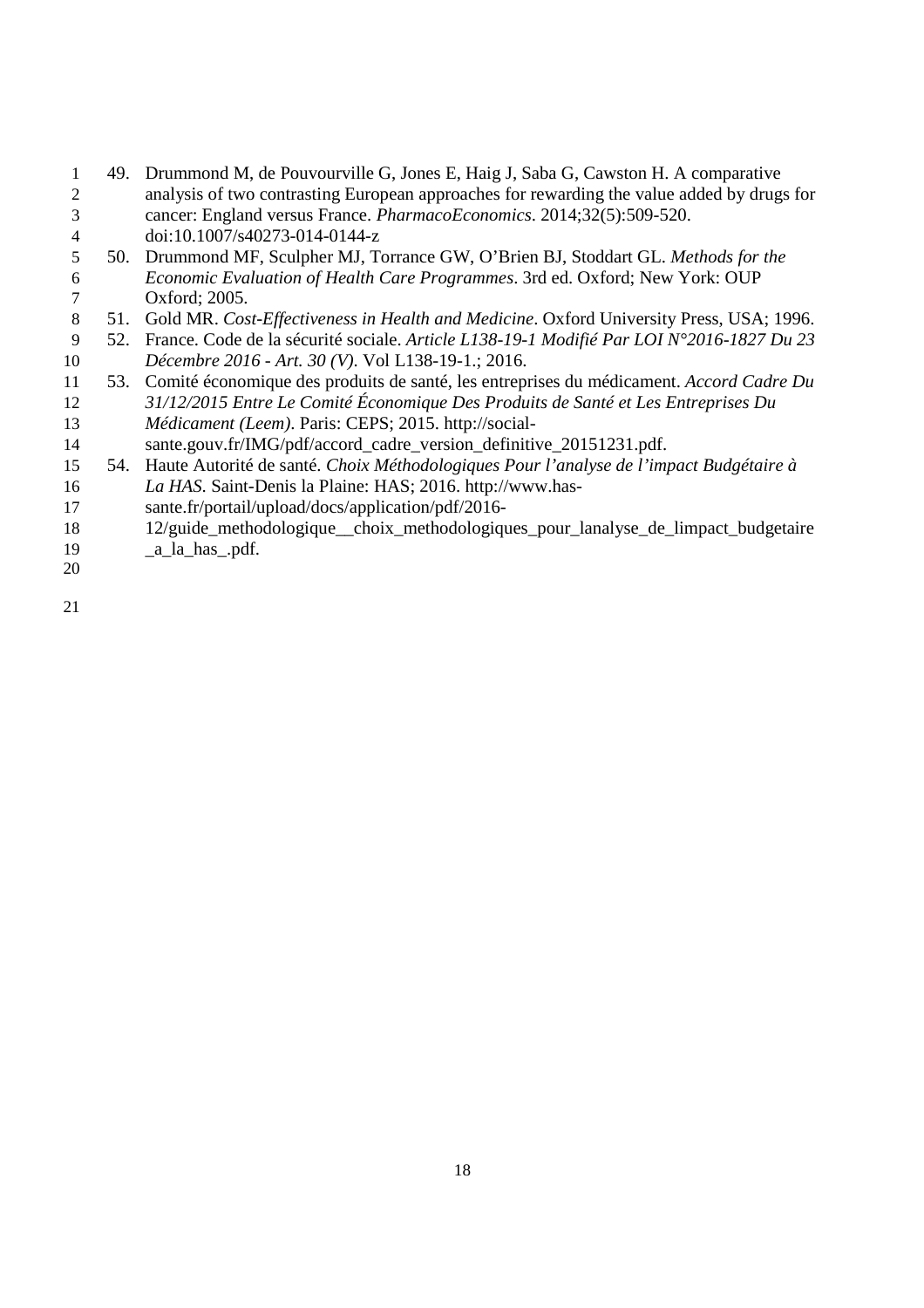49. Drummond M, de Pouvourville G, Jones E, Haig J, Saba G, Cawston H. A comparative analysis of two contrasting European approaches for rewarding the value added by drugs for cancer: England versus France. *PharmacoEconomics*. 2014;32(5):509-520. doi:10.1007/s40273-014-0144-z
50. Drummond MF, Sculpher MJ, Torrance GW, O'Brien BJ, Stoddart GL. *Methods for the Economic Evaluation of Health Care Programmes*. 3rd ed. Oxford; New York: OUP Oxford; 2005.
51. Gold MR. *Cost-Effectiveness in Health and Medicine*. Oxford University Press, USA; 1996.
52. France. Code de la sécurité sociale. *Article L138-19-1 Modifié Par LOI N°2016-1827 Du 23 Décembre 2016 - Art. 30 (V)*. Vol L138-19-1.; 2016.
53. Comité économique des produits de santé, les entreprises du médicament. *Accord Cadre Du 31/12/2015 Entre Le Comité Économique Des Produits de Santé et Les Entreprises Du Médicament (Leem)*. Paris: CEPS; 2015. http://social-sante.gouv.fr/IMG/pdf/accord_cadre_version_definitive_20151231.pdf.
54. Haute Autorité de santé. *Choix Méthodologiques Pour l'analyse de l'impact Budgétaire à La HAS*. Saint-Denis la Plaine: HAS; 2016. http://www.has-sante.fr/portail/upload/docs/application/pdf/2016-12/guide_methodologique__choix_methodologiques_pour_lanalyse_de_limpact_budgetaire_a_la_has_.pdf.